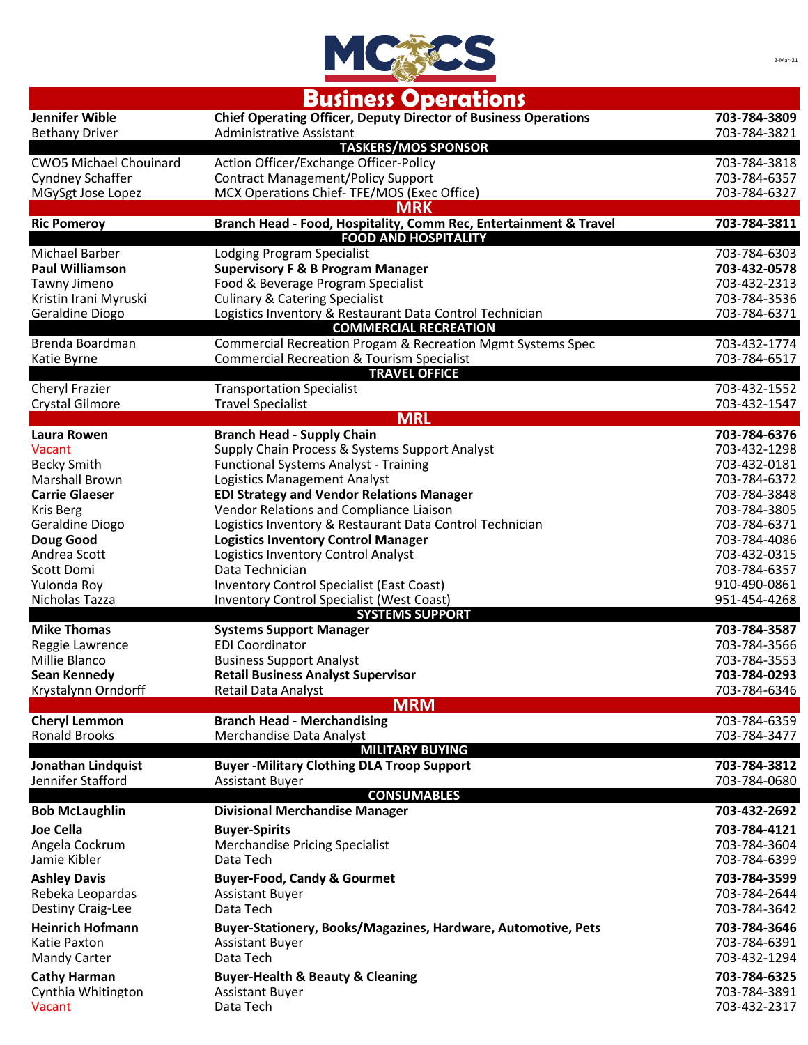MCCS

2-Mar-21

# Business Operations

| Name | Title | Phone |
|---|---|---|
| **Jennifer Wible** | **Chief Operating Officer, Deputy Director of Business Operations** | **703-784-3809** |
| Bethany Driver | Administrative Assistant | 703-784-3821 |
| | **TASKERS/MOS SPONSOR** | |
| CWO5 Michael Chouinard | Action Officer/Exchange Officer-Policy | 703-784-3818 |
| Cyndney Schaffer | Contract Management/Policy Support | 703-784-6357 |
| MGySgt Jose Lopez | MCX Operations Chief- TFE/MOS (Exec Office) | 703-784-6327 |
| | **MRK** | |
| **Ric Pomeroy** | **Branch Head - Food, Hospitality, Comm Rec, Entertainment & Travel** | **703-784-3811** |
| | **FOOD AND HOSPITALITY** | |
| Michael Barber | Lodging Program Specialist | 703-784-6303 |
| **Paul Williamson** | **Supervisory F & B Program Manager** | **703-432-0578** |
| Tawny Jimeno | Food & Beverage Program Specialist | 703-432-2313 |
| Kristin Irani Myruski | Culinary & Catering Specialist | 703-784-3536 |
| Geraldine Diogo | Logistics Inventory & Restaurant Data Control Technician | 703-784-6371 |
| | **COMMERCIAL RECREATION** | |
| Brenda Boardman | Commercial Recreation Progam & Recreation Mgmt Systems Spec | 703-432-1774 |
| Katie Byrne | Commercial Recreation & Tourism Specialist | 703-784-6517 |
| | **TRAVEL OFFICE** | |
| Cheryl Frazier | Transportation Specialist | 703-432-1552 |
| Crystal Gilmore | Travel Specialist | 703-432-1547 |
| | **MRL** | |
| **Laura Rowen** | **Branch Head - Supply Chain** | **703-784-6376** |
| Vacant | Supply Chain Process & Systems Support Analyst | 703-432-1298 |
| Becky Smith | Functional Systems Analyst - Training | 703-432-0181 |
| Marshall Brown | Logistics Management Analyst | 703-784-6372 |
| **Carrie Glaeser** | **EDI Strategy and Vendor Relations Manager** | 703-784-3848 |
| Kris Berg | Vendor Relations and Compliance Liaison | 703-784-3805 |
| Geraldine Diogo | Logistics Inventory & Restaurant Data Control Technician | 703-784-6371 |
| **Doug Good** | **Logistics Inventory Control Manager** | 703-784-4086 |
| Andrea Scott | Logistics Inventory Control Analyst | 703-432-0315 |
| Scott Domi | Data Technician | 703-784-6357 |
| Yulonda Roy | Inventory Control Specialist (East Coast) | 910-490-0861 |
| Nicholas Tazza | Inventory Control Specialist (West Coast) | 951-454-4268 |
| | **SYSTEMS SUPPORT** | |
| **Mike Thomas** | **Systems Support Manager** | **703-784-3587** |
| Reggie Lawrence | EDI Coordinator | 703-784-3566 |
| Millie Blanco | Business Support Analyst | 703-784-3553 |
| **Sean Kennedy** | **Retail Business Analyst Supervisor** | **703-784-0293** |
| Krystalynn Orndorff | Retail Data Analyst | 703-784-6346 |
| | **MRM** | |
| **Cheryl Lemmon** | **Branch Head - Merchandising** | 703-784-6359 |
| Ronald Brooks | Merchandise Data Analyst | 703-784-3477 |
| | **MILITARY BUYING** | |
| **Jonathan Lindquist** | **Buyer -Military Clothing DLA Troop Support** | **703-784-3812** |
| Jennifer Stafford | Assistant Buyer | 703-784-0680 |
| | **CONSUMABLES** | |
| **Bob McLaughlin** | **Divisional Merchandise Manager** | **703-432-2692** |
| **Joe Cella** | **Buyer-Spirits** | **703-784-4121** |
| Angela Cockrum | Merchandise Pricing Specialist | 703-784-3604 |
| Jamie Kibler | Data Tech | 703-784-6399 |
| **Ashley Davis** | **Buyer-Food, Candy & Gourmet** | **703-784-3599** |
| Rebeka Leopardas | Assistant Buyer | 703-784-2644 |
| Destiny Craig-Lee | Data Tech | 703-784-3642 |
| **Heinrich Hofmann** | **Buyer-Stationery, Books/Magazines, Hardware, Automotive, Pets** | **703-784-3646** |
| Katie Paxton | Assistant Buyer | 703-784-6391 |
| Mandy Carter | Data Tech | 703-432-1294 |
| **Cathy Harman** | **Buyer-Health & Beauty & Cleaning** | **703-784-6325** |
| Cynthia Whitington | Assistant Buyer | 703-784-3891 |
| Vacant | Data Tech | 703-432-2317 |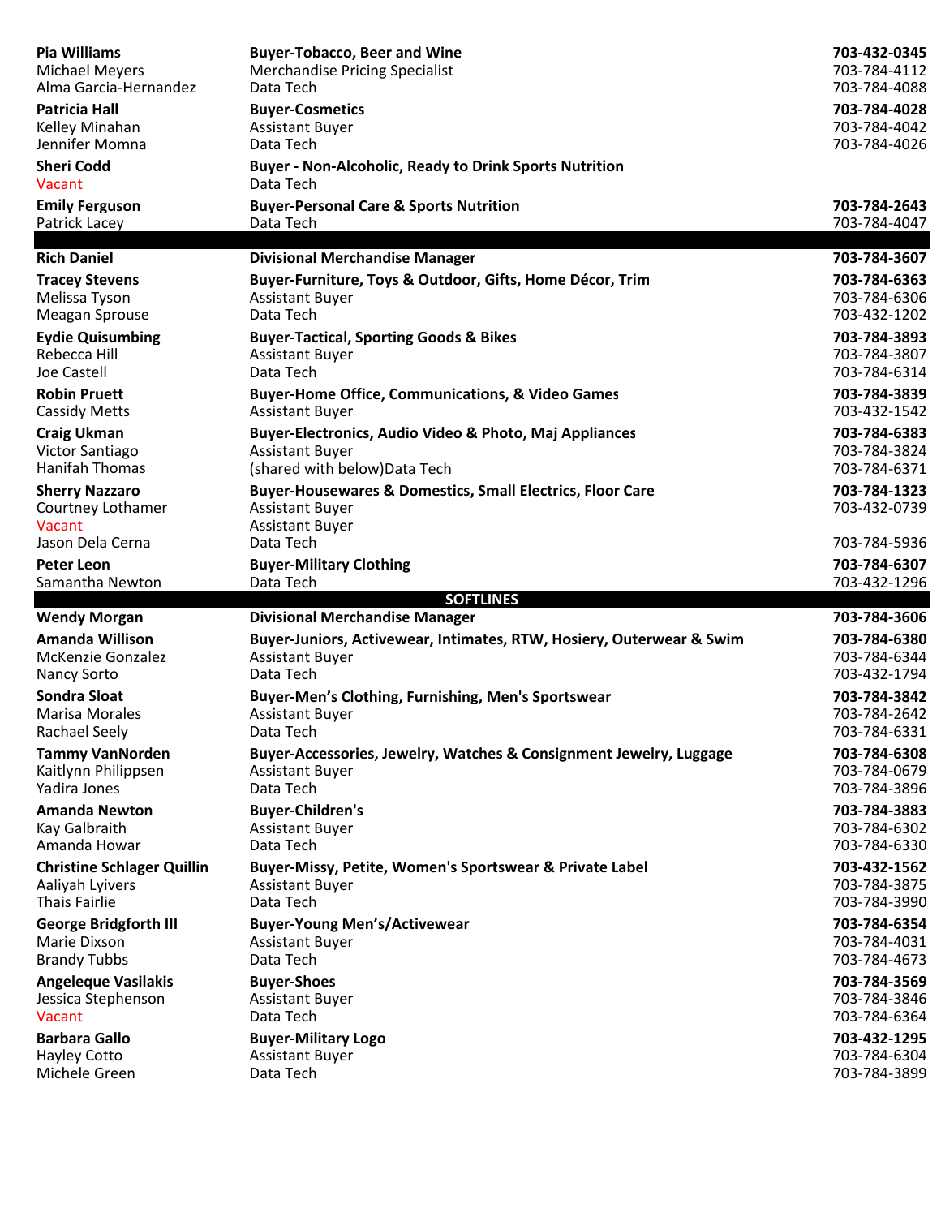| Name | Title | Phone |
|---|---|---|
| **Pia Williams** | **Buyer-Tobacco, Beer and Wine** | **703-432-0345** |
| Michael Meyers | Merchandise Pricing Specialist | 703-784-4112 |
| Alma Garcia-Hernandez | Data Tech | 703-784-4088 |
| **Patricia Hall** | **Buyer-Cosmetics** | **703-784-4028** |
| Kelley Minahan | Assistant Buyer | 703-784-4042 |
| Jennifer Momna | Data Tech | 703-784-4026 |
| **Sheri Codd** | **Buyer - Non-Alcoholic, Ready to Drink Sports Nutrition** | |
| Vacant | Data Tech | |
| **Emily Ferguson** | **Buyer-Personal Care & Sports Nutrition** | **703-784-2643** |
| Patrick Lacey | Data Tech | 703-784-4047 |

| Name | Title | Phone |
|---|---|---|
| **Rich Daniel** | **Divisional Merchandise Manager** | **703-784-3607** |
| **Tracey Stevens** | **Buyer-Furniture, Toys & Outdoor, Gifts, Home Décor, Trim** | **703-784-6363** |
| Melissa Tyson | Assistant Buyer | 703-784-6306 |
| Meagan Sprouse | Data Tech | 703-432-1202 |
| **Eydie Quisumbing** | **Buyer-Tactical, Sporting Goods & Bikes** | **703-784-3893** |
| Rebecca Hill | Assistant Buyer | 703-784-3807 |
| Joe Castell | Data Tech | 703-784-6314 |
| **Robin Pruett** | **Buyer-Home Office, Communications, & Video Games** | **703-784-3839** |
| Cassidy Metts | Assistant Buyer | 703-432-1542 |
| **Craig Ukman** | **Buyer-Electronics, Audio Video & Photo, Maj Appliances** | **703-784-6383** |
| Victor Santiago | Assistant Buyer | 703-784-3824 |
| Hanifah Thomas | (shared with below)Data Tech | 703-784-6371 |
| **Sherry Nazzaro** | **Buyer-Housewares & Domestics, Small Electrics, Floor Care** | **703-784-1323** |
| Courtney Lothamer | Assistant Buyer | 703-432-0739 |
| Vacant | Assistant Buyer | |
| Jason Dela Cerna | Data Tech | 703-784-5936 |
| **Peter Leon** | **Buyer-Military Clothing** | **703-784-6307** |
| Samantha Newton | Data Tech | 703-432-1296 |

## SOFTLINES

| Name | Title | Phone |
|---|---|---|
| **Wendy Morgan** | **Divisional Merchandise Manager** | **703-784-3606** |
| **Amanda Willison** | **Buyer-Juniors, Activewear, Intimates, RTW, Hosiery, Outerwear & Swim** | **703-784-6380** |
| McKenzie Gonzalez | Assistant Buyer | 703-784-6344 |
| Nancy Sorto | Data Tech | 703-432-1794 |
| **Sondra Sloat** | **Buyer-Men's Clothing, Furnishing, Men's Sportswear** | **703-784-3842** |
| Marisa Morales | Assistant Buyer | 703-784-2642 |
| Rachael Seely | Data Tech | 703-784-6331 |
| **Tammy VanNorden** | **Buyer-Accessories, Jewelry, Watches & Consignment Jewelry, Luggage** | **703-784-6308** |
| Kaitlynn Philippsen | Assistant Buyer | 703-784-0679 |
| Yadira Jones | Data Tech | 703-784-3896 |
| **Amanda Newton** | **Buyer-Children's** | **703-784-3883** |
| Kay Galbraith | Assistant Buyer | 703-784-6302 |
| Amanda Howar | Data Tech | 703-784-6330 |
| **Christine Schlager Quillin** | **Buyer-Missy, Petite, Women's Sportswear & Private Label** | **703-432-1562** |
| Aaliyah Lyivers | Assistant Buyer | 703-784-3875 |
| Thais Fairlie | Data Tech | 703-784-3990 |
| **George Bridgforth III** | **Buyer-Young Men's/Activewear** | **703-784-6354** |
| Marie Dixson | Assistant Buyer | 703-784-4031 |
| Brandy Tubbs | Data Tech | 703-784-4673 |
| **Angeleque Vasilakis** | **Buyer-Shoes** | **703-784-3569** |
| Jessica Stephenson | Assistant Buyer | 703-784-3846 |
| Vacant | Data Tech | 703-784-6364 |
| **Barbara Gallo** | **Buyer-Military Logo** | **703-432-1295** |
| Hayley Cotto | Assistant Buyer | 703-784-6304 |
| Michele Green | Data Tech | 703-784-3899 |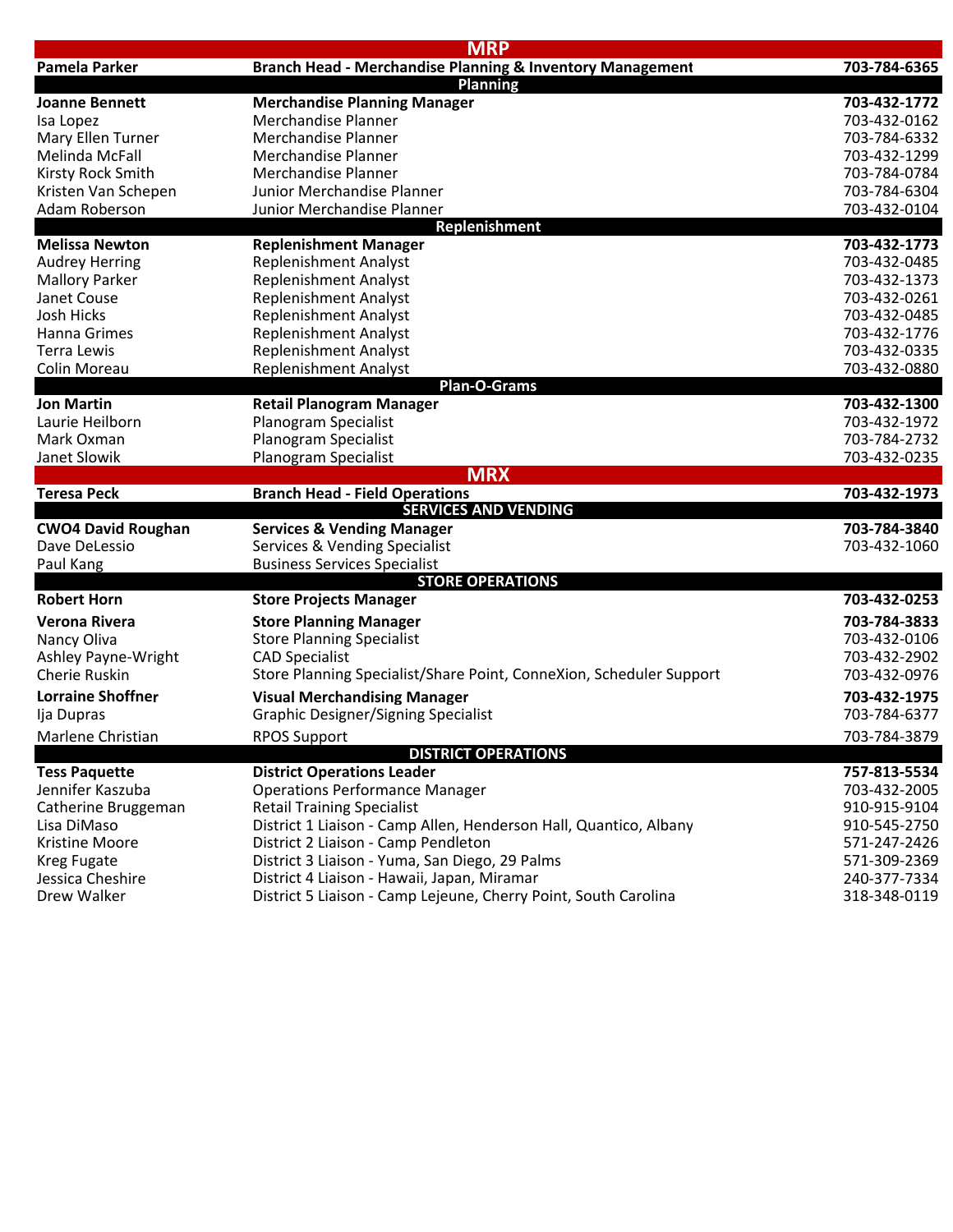| | | |
|---|---|---|
| | **MRP** | |
| **Pamela Parker** | **Branch Head - Merchandise Planning & Inventory Management** | **703-784-6365** |
| | **Planning** | |
| **Joanne Bennett** | **Merchandise Planning Manager** | **703-432-1772** |
| Isa Lopez | Merchandise Planner | 703-432-0162 |
| Mary Ellen Turner | Merchandise Planner | 703-784-6332 |
| Melinda McFall | Merchandise Planner | 703-432-1299 |
| Kirsty Rock Smith | Merchandise Planner | 703-784-0784 |
| Kristen Van Schepen | Junior Merchandise Planner | 703-784-6304 |
| Adam Roberson | Junior Merchandise Planner | 703-432-0104 |
| | **Replenishment** | |
| **Melissa Newton** | **Replenishment Manager** | **703-432-1773** |
| Audrey Herring | Replenishment Analyst | 703-432-0485 |
| Mallory Parker | Replenishment Analyst | 703-432-1373 |
| Janet Couse | Replenishment Analyst | 703-432-0261 |
| Josh Hicks | Replenishment Analyst | 703-432-0485 |
| Hanna Grimes | Replenishment Analyst | 703-432-1776 |
| Terra Lewis | Replenishment Analyst | 703-432-0335 |
| Colin Moreau | Replenishment Analyst | 703-432-0880 |
| | **Plan-O-Grams** | |
| **Jon Martin** | **Retail Planogram Manager** | **703-432-1300** |
| Laurie Heilborn | Planogram Specialist | 703-432-1972 |
| Mark Oxman | Planogram Specialist | 703-784-2732 |
| Janet Slowik | Planogram Specialist | 703-432-0235 |
| | **MRX** | |
| **Teresa Peck** | **Branch Head - Field Operations** | **703-432-1973** |
| | **SERVICES AND VENDING** | |
| **CWO4 David Roughan** | **Services & Vending Manager** | **703-784-3840** |
| Dave DeLessio | Services & Vending Specialist | 703-432-1060 |
| Paul Kang | Business Services Specialist | |
| | **STORE OPERATIONS** | |
| **Robert Horn** | **Store Projects Manager** | **703-432-0253** |
| **Verona Rivera** | **Store Planning Manager** | **703-784-3833** |
| Nancy Oliva | Store Planning Specialist | 703-432-0106 |
| Ashley Payne-Wright | CAD Specialist | 703-432-2902 |
| Cherie Ruskin | Store Planning Specialist/Share Point, ConneXion, Scheduler Support | 703-432-0976 |
| **Lorraine Shoffner** | **Visual Merchandising Manager** | **703-432-1975** |
| Ija Dupras | Graphic Designer/Signing Specialist | 703-784-6377 |
| Marlene Christian | RPOS Support | 703-784-3879 |
| | **DISTRICT OPERATIONS** | |
| **Tess Paquette** | **District Operations Leader** | **757-813-5534** |
| Jennifer Kaszuba | Operations Performance Manager | 703-432-2005 |
| Catherine Bruggeman | Retail Training Specialist | 910-915-9104 |
| Lisa DiMaso | District 1 Liaison - Camp Allen, Henderson Hall, Quantico, Albany | 910-545-2750 |
| Kristine Moore | District 2 Liaison - Camp Pendleton | 571-247-2426 |
| Kreg Fugate | District 3 Liaison - Yuma, San Diego, 29 Palms | 571-309-2369 |
| Jessica Cheshire | District 4 Liaison - Hawaii, Japan, Miramar | 240-377-7334 |
| Drew Walker | District 5 Liaison - Camp Lejeune, Cherry Point, South Carolina | 318-348-0119 |